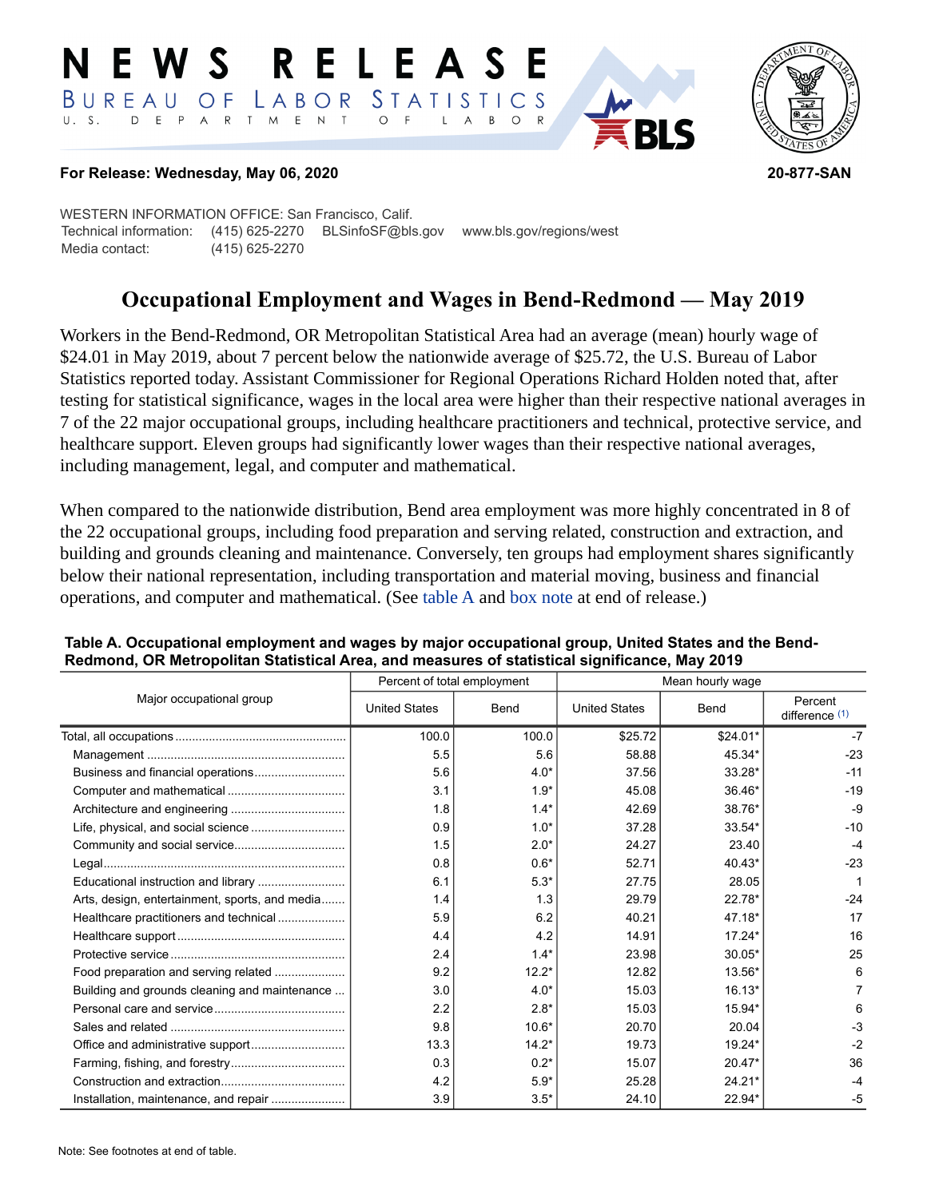# NEWS RELEASE

BUREAU OF LABOR STATISTICS
U. S. DEPARTMENT OF LABOR

**For Release: Wednesday, May 06, 2020** **20-877-SAN**

WESTERN INFORMATION OFFICE: San Francisco, Calif.
Technical information: (415) 625-2270 BLSinfoSF@bls.gov www.bls.gov/regions/west
Media contact: (415) 625-2270

## Occupational Employment and Wages in Bend-Redmond — May 2019

Workers in the Bend-Redmond, OR Metropolitan Statistical Area had an average (mean) hourly wage of $24.01 in May 2019, about 7 percent below the nationwide average of $25.72, the U.S. Bureau of Labor Statistics reported today. Assistant Commissioner for Regional Operations Richard Holden noted that, after testing for statistical significance, wages in the local area were higher than their respective national averages in 7 of the 22 major occupational groups, including healthcare practitioners and technical, protective service, and healthcare support. Eleven groups had significantly lower wages than their respective national averages, including management, legal, and computer and mathematical.

When compared to the nationwide distribution, Bend area employment was more highly concentrated in 8 of the 22 occupational groups, including food preparation and serving related, construction and extraction, and building and grounds cleaning and maintenance. Conversely, ten groups had employment shares significantly below their national representation, including transportation and material moving, business and financial operations, and computer and mathematical. (See table A and box note at end of release.)

**Table A. Occupational employment and wages by major occupational group, United States and the Bend-Redmond, OR Metropolitan Statistical Area, and measures of statistical significance, May 2019**

| Major occupational group | Percent of total employment | | Mean hourly wage | | |
|---|---|---|---|---|---|
| | United States | Bend | United States | Bend | Percent difference (1) |
| Total, all occupations | 100.0 | 100.0 | $25.72 | $24.01* | -7 |
| Management | 5.5 | 5.6 | 58.88 | 45.34* | -23 |
| Business and financial operations | 5.6 | 4.0* | 37.56 | 33.28* | -11 |
| Computer and mathematical | 3.1 | 1.9* | 45.08 | 36.46* | -19 |
| Architecture and engineering | 1.8 | 1.4* | 42.69 | 38.76* | -9 |
| Life, physical, and social science | 0.9 | 1.0* | 37.28 | 33.54* | -10 |
| Community and social service | 1.5 | 2.0* | 24.27 | 23.40 | -4 |
| Legal | 0.8 | 0.6* | 52.71 | 40.43* | -23 |
| Educational instruction and library | 6.1 | 5.3* | 27.75 | 28.05 | 1 |
| Arts, design, entertainment, sports, and media | 1.4 | 1.3 | 29.79 | 22.78* | -24 |
| Healthcare practitioners and technical | 5.9 | 6.2 | 40.21 | 47.18* | 17 |
| Healthcare support | 4.4 | 4.2 | 14.91 | 17.24* | 16 |
| Protective service | 2.4 | 1.4* | 23.98 | 30.05* | 25 |
| Food preparation and serving related | 9.2 | 12.2* | 12.82 | 13.56* | 6 |
| Building and grounds cleaning and maintenance | 3.0 | 4.0* | 15.03 | 16.13* | 7 |
| Personal care and service | 2.2 | 2.8* | 15.03 | 15.94* | 6 |
| Sales and related | 9.8 | 10.6* | 20.70 | 20.04 | -3 |
| Office and administrative support | 13.3 | 14.2* | 19.73 | 19.24* | -2 |
| Farming, fishing, and forestry | 0.3 | 0.2* | 15.07 | 20.47* | 36 |
| Construction and extraction | 4.2 | 5.9* | 25.28 | 24.21* | -4 |
| Installation, maintenance, and repair | 3.9 | 3.5* | 24.10 | 22.94* | -5 |

Note: See footnotes at end of table.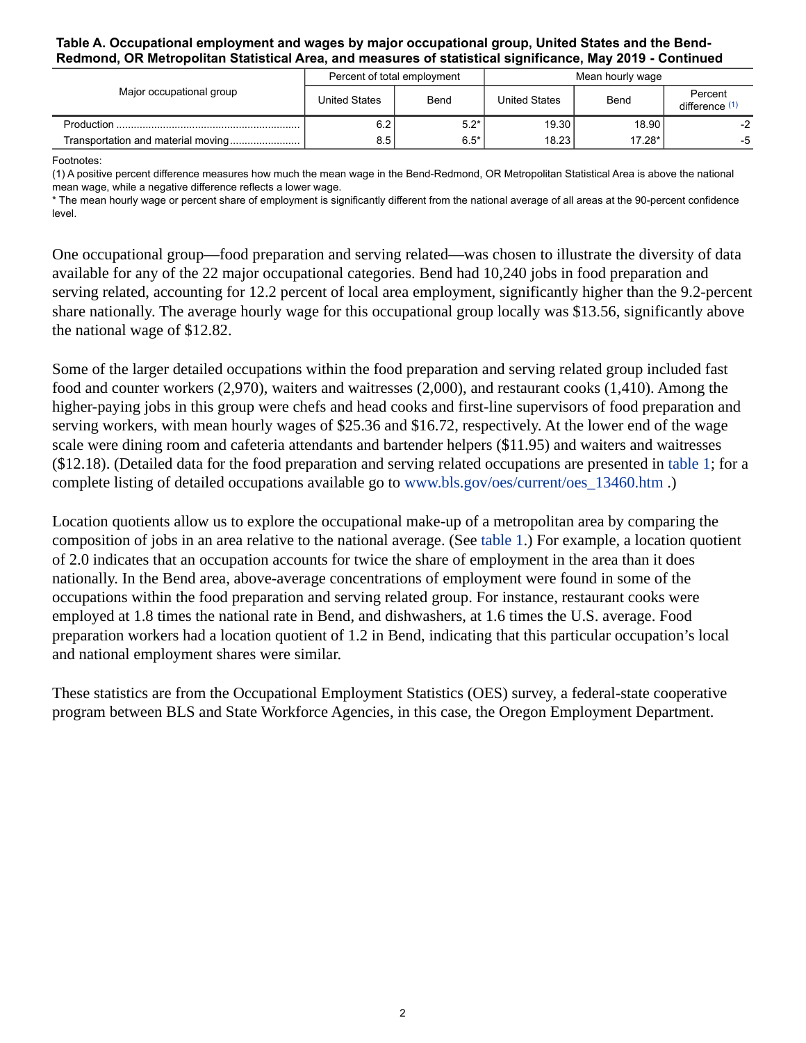**Table A. Occupational employment and wages by major occupational group, United States and the Bend-Redmond, OR Metropolitan Statistical Area, and measures of statistical significance, May 2019 - Continued**

| Major occupational group | Percent of total employment | | Mean hourly wage | | |
|---|---|---|---|---|---|
| | United States | Bend | United States | Bend | Percent difference (1) |
| Production | 6.2 | 5.2* | 19.30 | 18.90 | -2 |
| Transportation and material moving | 8.5 | 6.5* | 18.23 | 17.28* | -5 |

Footnotes:
(1) A positive percent difference measures how much the mean wage in the Bend-Redmond, OR Metropolitan Statistical Area is above the national mean wage, while a negative difference reflects a lower wage.
* The mean hourly wage or percent share of employment is significantly different from the national average of all areas at the 90-percent confidence level.

One occupational group—food preparation and serving related—was chosen to illustrate the diversity of data available for any of the 22 major occupational categories. Bend had 10,240 jobs in food preparation and serving related, accounting for 12.2 percent of local area employment, significantly higher than the 9.2-percent share nationally. The average hourly wage for this occupational group locally was $13.56, significantly above the national wage of $12.82.

Some of the larger detailed occupations within the food preparation and serving related group included fast food and counter workers (2,970), waiters and waitresses (2,000), and restaurant cooks (1,410). Among the higher-paying jobs in this group were chefs and head cooks and first-line supervisors of food preparation and serving workers, with mean hourly wages of $25.36 and $16.72, respectively. At the lower end of the wage scale were dining room and cafeteria attendants and bartender helpers ($11.95) and waiters and waitresses ($12.18). (Detailed data for the food preparation and serving related occupations are presented in table 1; for a complete listing of detailed occupations available go to www.bls.gov/oes/current/oes_13460.htm .)

Location quotients allow us to explore the occupational make-up of a metropolitan area by comparing the composition of jobs in an area relative to the national average. (See table 1.) For example, a location quotient of 2.0 indicates that an occupation accounts for twice the share of employment in the area than it does nationally. In the Bend area, above-average concentrations of employment were found in some of the occupations within the food preparation and serving related group. For instance, restaurant cooks were employed at 1.8 times the national rate in Bend, and dishwashers, at 1.6 times the U.S. average. Food preparation workers had a location quotient of 1.2 in Bend, indicating that this particular occupation's local and national employment shares were similar.

These statistics are from the Occupational Employment Statistics (OES) survey, a federal-state cooperative program between BLS and State Workforce Agencies, in this case, the Oregon Employment Department.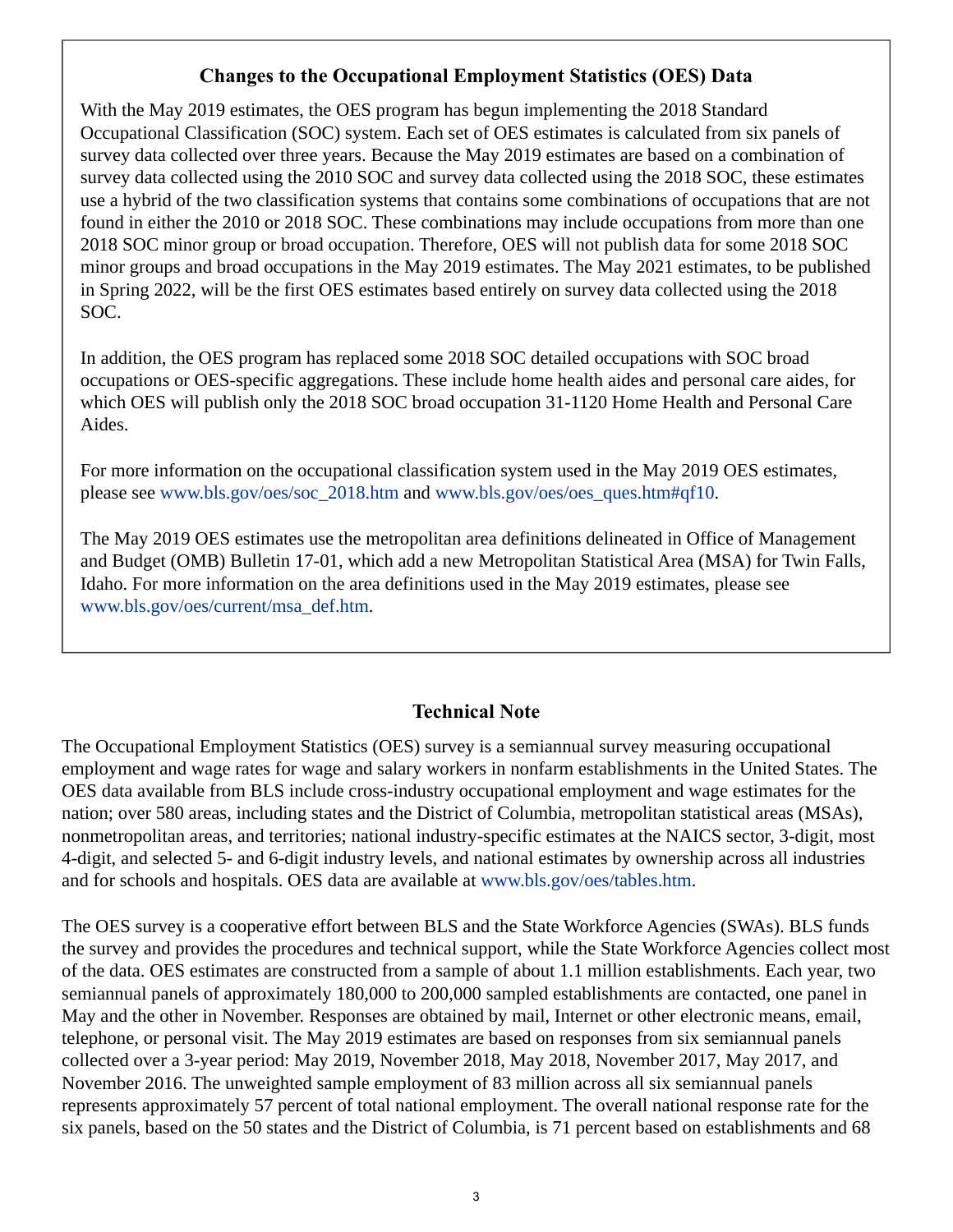## Changes to the Occupational Employment Statistics (OES) Data

With the May 2019 estimates, the OES program has begun implementing the 2018 Standard Occupational Classification (SOC) system. Each set of OES estimates is calculated from six panels of survey data collected over three years. Because the May 2019 estimates are based on a combination of survey data collected using the 2010 SOC and survey data collected using the 2018 SOC, these estimates use a hybrid of the two classification systems that contains some combinations of occupations that are not found in either the 2010 or 2018 SOC. These combinations may include occupations from more than one 2018 SOC minor group or broad occupation. Therefore, OES will not publish data for some 2018 SOC minor groups and broad occupations in the May 2019 estimates. The May 2021 estimates, to be published in Spring 2022, will be the first OES estimates based entirely on survey data collected using the 2018 SOC.

In addition, the OES program has replaced some 2018 SOC detailed occupations with SOC broad occupations or OES-specific aggregations. These include home health aides and personal care aides, for which OES will publish only the 2018 SOC broad occupation 31-1120 Home Health and Personal Care Aides.

For more information on the occupational classification system used in the May 2019 OES estimates, please see www.bls.gov/oes/soc_2018.htm and www.bls.gov/oes/oes_ques.htm#qf10.

The May 2019 OES estimates use the metropolitan area definitions delineated in Office of Management and Budget (OMB) Bulletin 17-01, which add a new Metropolitan Statistical Area (MSA) for Twin Falls, Idaho. For more information on the area definitions used in the May 2019 estimates, please see www.bls.gov/oes/current/msa_def.htm.

## Technical Note

The Occupational Employment Statistics (OES) survey is a semiannual survey measuring occupational employment and wage rates for wage and salary workers in nonfarm establishments in the United States. The OES data available from BLS include cross-industry occupational employment and wage estimates for the nation; over 580 areas, including states and the District of Columbia, metropolitan statistical areas (MSAs), nonmetropolitan areas, and territories; national industry-specific estimates at the NAICS sector, 3-digit, most 4-digit, and selected 5- and 6-digit industry levels, and national estimates by ownership across all industries and for schools and hospitals. OES data are available at www.bls.gov/oes/tables.htm.

The OES survey is a cooperative effort between BLS and the State Workforce Agencies (SWAs). BLS funds the survey and provides the procedures and technical support, while the State Workforce Agencies collect most of the data. OES estimates are constructed from a sample of about 1.1 million establishments. Each year, two semiannual panels of approximately 180,000 to 200,000 sampled establishments are contacted, one panel in May and the other in November. Responses are obtained by mail, Internet or other electronic means, email, telephone, or personal visit. The May 2019 estimates are based on responses from six semiannual panels collected over a 3-year period: May 2019, November 2018, May 2018, November 2017, May 2017, and November 2016. The unweighted sample employment of 83 million across all six semiannual panels represents approximately 57 percent of total national employment. The overall national response rate for the six panels, based on the 50 states and the District of Columbia, is 71 percent based on establishments and 68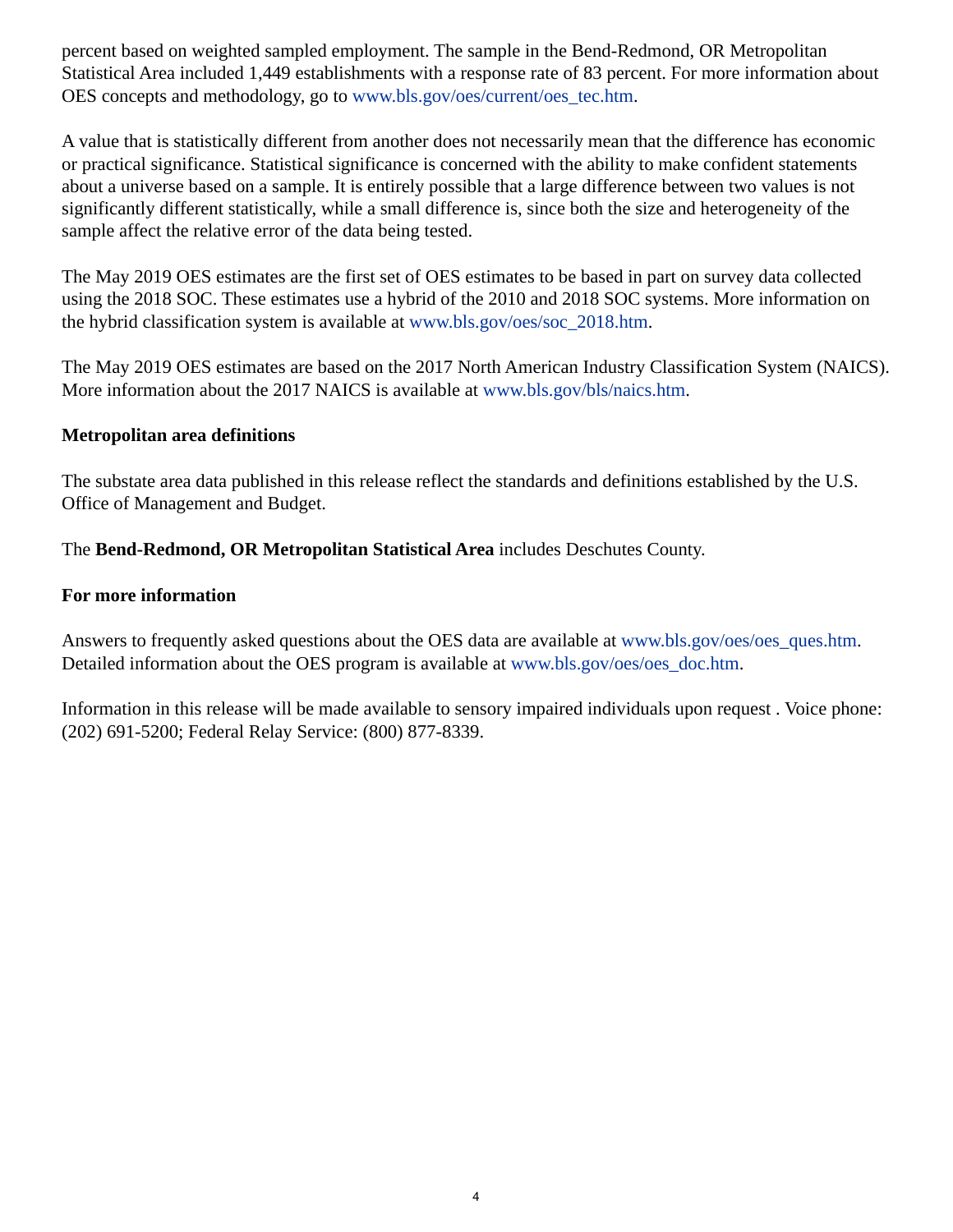percent based on weighted sampled employment. The sample in the Bend-Redmond, OR Metropolitan Statistical Area included 1,449 establishments with a response rate of 83 percent. For more information about OES concepts and methodology, go to www.bls.gov/oes/current/oes_tec.htm.

A value that is statistically different from another does not necessarily mean that the difference has economic or practical significance. Statistical significance is concerned with the ability to make confident statements about a universe based on a sample. It is entirely possible that a large difference between two values is not significantly different statistically, while a small difference is, since both the size and heterogeneity of the sample affect the relative error of the data being tested.

The May 2019 OES estimates are the first set of OES estimates to be based in part on survey data collected using the 2018 SOC. These estimates use a hybrid of the 2010 and 2018 SOC systems. More information on the hybrid classification system is available at www.bls.gov/oes/soc_2018.htm.

The May 2019 OES estimates are based on the 2017 North American Industry Classification System (NAICS). More information about the 2017 NAICS is available at www.bls.gov/bls/naics.htm.

**Metropolitan area definitions**

The substate area data published in this release reflect the standards and definitions established by the U.S. Office of Management and Budget.

The **Bend-Redmond, OR Metropolitan Statistical Area** includes Deschutes County.

**For more information**

Answers to frequently asked questions about the OES data are available at www.bls.gov/oes/oes_ques.htm. Detailed information about the OES program is available at www.bls.gov/oes/oes_doc.htm.

Information in this release will be made available to sensory impaired individuals upon request . Voice phone: (202) 691-5200; Federal Relay Service: (800) 877-8339.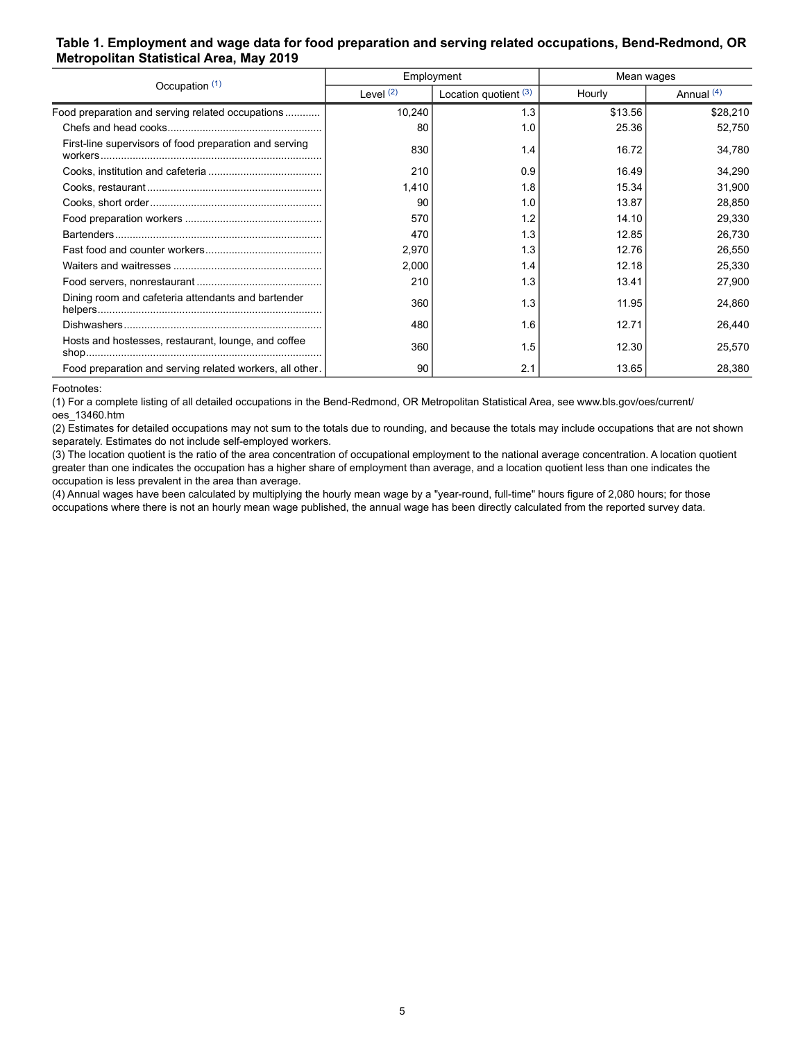**Table 1. Employment and wage data for food preparation and serving related occupations, Bend-Redmond, OR Metropolitan Statistical Area, May 2019**

| Occupation [1] | Employment | | Mean wages | |
|---|---|---|---|---|
| | Level [2] | Location quotient [3] | Hourly | Annual [4] |
| Food preparation and serving related occupations | 10,240 | 1.3 | $13.56 | $28,210 |
| Chefs and head cooks | 80 | 1.0 | 25.36 | 52,750 |
| First-line supervisors of food preparation and serving workers | 830 | 1.4 | 16.72 | 34,780 |
| Cooks, institution and cafeteria | 210 | 0.9 | 16.49 | 34,290 |
| Cooks, restaurant | 1,410 | 1.8 | 15.34 | 31,900 |
| Cooks, short order | 90 | 1.0 | 13.87 | 28,850 |
| Food preparation workers | 570 | 1.2 | 14.10 | 29,330 |
| Bartenders | 470 | 1.3 | 12.85 | 26,730 |
| Fast food and counter workers | 2,970 | 1.3 | 12.76 | 26,550 |
| Waiters and waitresses | 2,000 | 1.4 | 12.18 | 25,330 |
| Food servers, nonrestaurant | 210 | 1.3 | 13.41 | 27,900 |
| Dining room and cafeteria attendants and bartender helpers | 360 | 1.3 | 11.95 | 24,860 |
| Dishwashers | 480 | 1.6 | 12.71 | 26,440 |
| Hosts and hostesses, restaurant, lounge, and coffee shop | 360 | 1.5 | 12.30 | 25,570 |
| Food preparation and serving related workers, all other | 90 | 2.1 | 13.65 | 28,380 |

Footnotes:

(1) For a complete listing of all detailed occupations in the Bend-Redmond, OR Metropolitan Statistical Area, see www.bls.gov/oes/current/oes_13460.htm

(2) Estimates for detailed occupations may not sum to the totals due to rounding, and because the totals may include occupations that are not shown separately. Estimates do not include self-employed workers.

(3) The location quotient is the ratio of the area concentration of occupational employment to the national average concentration. A location quotient greater than one indicates the occupation has a higher share of employment than average, and a location quotient less than one indicates the occupation is less prevalent in the area than average.

(4) Annual wages have been calculated by multiplying the hourly mean wage by a "year-round, full-time" hours figure of 2,080 hours; for those occupations where there is not an hourly mean wage published, the annual wage has been directly calculated from the reported survey data.